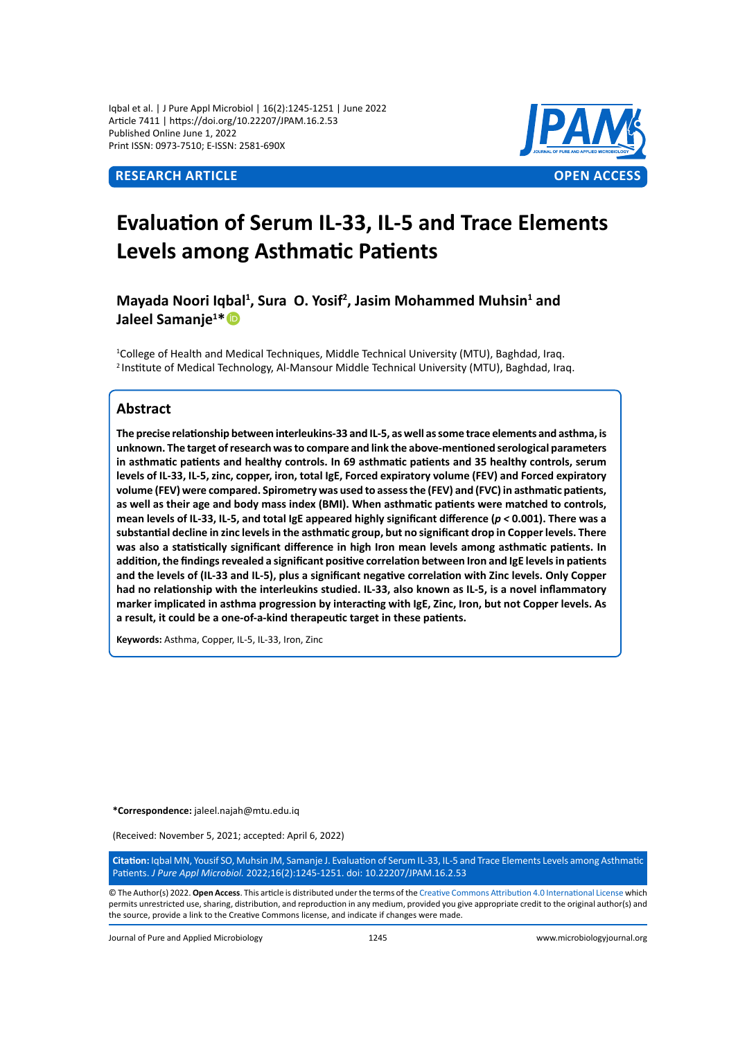RESEARCH ARTICLE | OPEN ACCESS

# Evaluation of Serum IL-33, IL-5 and Trace Elements Levels among Asthmatic Patients

**Mayada Noori Iqbal[1], Sura O. Yosif[2], Jasim Mohammed Muhsin[1] and Jaleel Samanje[1]***

[1]College of Health and Medical Techniques, Middle Technical University (MTU), Baghdad, Iraq.
[2]Institute of Medical Technology, Al-Mansour Middle Technical University (MTU), Baghdad, Iraq.

## Abstract

**The precise relationship between interleukins-33 and IL-5, as well as some trace elements and asthma, is unknown. The target of research was to compare and link the above-mentioned serological parameters in asthmatic patients and healthy controls. In 69 asthmatic patients and 35 healthy controls, serum levels of IL-33, IL-5, zinc, copper, iron, total IgE, Forced expiratory volume (FEV) and Forced expiratory volume (FEV) were compared. Spirometry was used to assess the (FEV) and (FVC) in asthmatic patients, as well as their age and body mass index (BMI). When asthmatic patients were matched to controls, mean levels of IL-33, IL-5, and total IgE appeared highly significant difference ($p < 0.001$). There was a substantial decline in zinc levels in the asthmatic group, but no significant drop in Copper levels. There was also a statistically significant difference in high Iron mean levels among asthmatic patients. In addition, the findings revealed a significant positive correlation between Iron and IgE levels in patients and the levels of (IL-33 and IL-5), plus a significant negative correlation with Zinc levels. Only Copper had no relationship with the interleukins studied. IL-33, also known as IL-5, is a novel inflammatory marker implicated in asthma progression by interacting with IgE, Zinc, Iron, but not Copper levels. As a result, it could be a one-of-a-kind therapeutic target in these patients.**

**Keywords:** Asthma, Copper, IL-5, IL-33, Iron, Zinc

***Correspondence:** jaleel.najah@mtu.edu.iq

(Received: November 5, 2021; accepted: April 6, 2022)

**Citation:** Iqbal MN, Yousif SO, Muhsin JM, Samanje J. Evaluation of Serum IL-33, IL-5 and Trace Elements Levels among Asthmatic Patients. *J Pure Appl Microbiol.* 2022;16(2):1245-1251. doi: 10.22207/JPAM.16.2.53

© The Author(s) 2022. **Open Access**. This article is distributed under the terms of the Creative Commons Attribution 4.0 International License which permits unrestricted use, sharing, distribution, and reproduction in any medium, provided you give appropriate credit to the original author(s) and the source, provide a link to the Creative Commons license, and indicate if changes were made.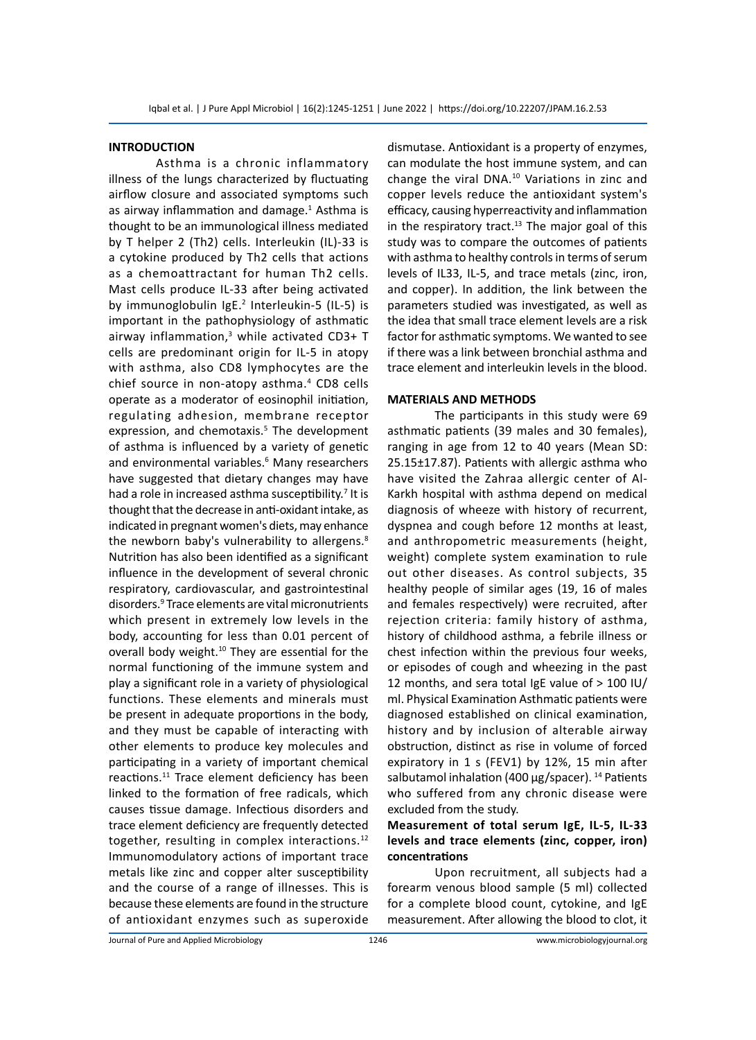## INTRODUCTION

Asthma is a chronic inflammatory illness of the lungs characterized by fluctuating airflow closure and associated symptoms such as airway inflammation and damage.[1] Asthma is thought to be an immunological illness mediated by T helper 2 (Th2) cells. Interleukin (IL)-33 is a cytokine produced by Th2 cells that actions as a chemoattractant for human Th2 cells. Mast cells produce IL-33 after being activated by immunoglobulin IgE.[2] Interleukin-5 (IL-5) is important in the pathophysiology of asthmatic airway inflammation,[3] while activated CD3+ T cells are predominant origin for IL-5 in atopy with asthma, also CD8 lymphocytes are the chief source in non-atopy asthma.[4] CD8 cells operate as a moderator of eosinophil initiation, regulating adhesion, membrane receptor expression, and chemotaxis.[5] The development of asthma is influenced by a variety of genetic and environmental variables.[6] Many researchers have suggested that dietary changes may have had a role in increased asthma susceptibility.[7] It is thought that the decrease in anti-oxidant intake, as indicated in pregnant women's diets, may enhance the newborn baby's vulnerability to allergens.[8] Nutrition has also been identified as a significant influence in the development of several chronic respiratory, cardiovascular, and gastrointestinal disorders.[9] Trace elements are vital micronutrients which present in extremely low levels in the body, accounting for less than 0.01 percent of overall body weight.[10] They are essential for the normal functioning of the immune system and play a significant role in a variety of physiological functions. These elements and minerals must be present in adequate proportions in the body, and they must be capable of interacting with other elements to produce key molecules and participating in a variety of important chemical reactions.[11] Trace element deficiency has been linked to the formation of free radicals, which causes tissue damage. Infectious disorders and trace element deficiency are frequently detected together, resulting in complex interactions.[12] Immunomodulatory actions of important trace metals like zinc and copper alter susceptibility and the course of a range of illnesses. This is because these elements are found in the structure of antioxidant enzymes such as superoxide dismutase. Antioxidant is a property of enzymes, can modulate the host immune system, and can change the viral DNA.[10] Variations in zinc and copper levels reduce the antioxidant system's efficacy, causing hyperreactivity and inflammation in the respiratory tract.[13] The major goal of this study was to compare the outcomes of patients with asthma to healthy controls in terms of serum levels of IL33, IL-5, and trace metals (zinc, iron, and copper). In addition, the link between the parameters studied was investigated, as well as the idea that small trace element levels are a risk factor for asthmatic symptoms. We wanted to see if there was a link between bronchial asthma and trace element and interleukin levels in the blood.

## MATERIALS AND METHODS

The participants in this study were 69 asthmatic patients (39 males and 30 females), ranging in age from 12 to 40 years (Mean SD: 25.15±17.87). Patients with allergic asthma who have visited the Zahraa allergic center of Al-Karkh hospital with asthma depend on medical diagnosis of wheeze with history of recurrent, dyspnea and cough before 12 months at least, and anthropometric measurements (height, weight) complete system examination to rule out other diseases. As control subjects, 35 healthy people of similar ages (19, 16 of males and females respectively) were recruited, after rejection criteria: family history of asthma, history of childhood asthma, a febrile illness or chest infection within the previous four weeks, or episodes of cough and wheezing in the past 12 months, and sera total IgE value of > 100 IU/ml. Physical Examination Asthmatic patients were diagnosed established on clinical examination, history and by inclusion of alterable airway obstruction, distinct as rise in volume of forced expiratory in 1 s (FEV1) by 12%, 15 min after salbutamol inhalation (400 µg/spacer).[14] Patients who suffered from any chronic disease were excluded from the study.

### Measurement of total serum IgE, IL-5, IL-33 levels and trace elements (zinc, copper, iron) concentrations

Upon recruitment, all subjects had a forearm venous blood sample (5 ml) collected for a complete blood count, cytokine, and IgE measurement. After allowing the blood to clot, it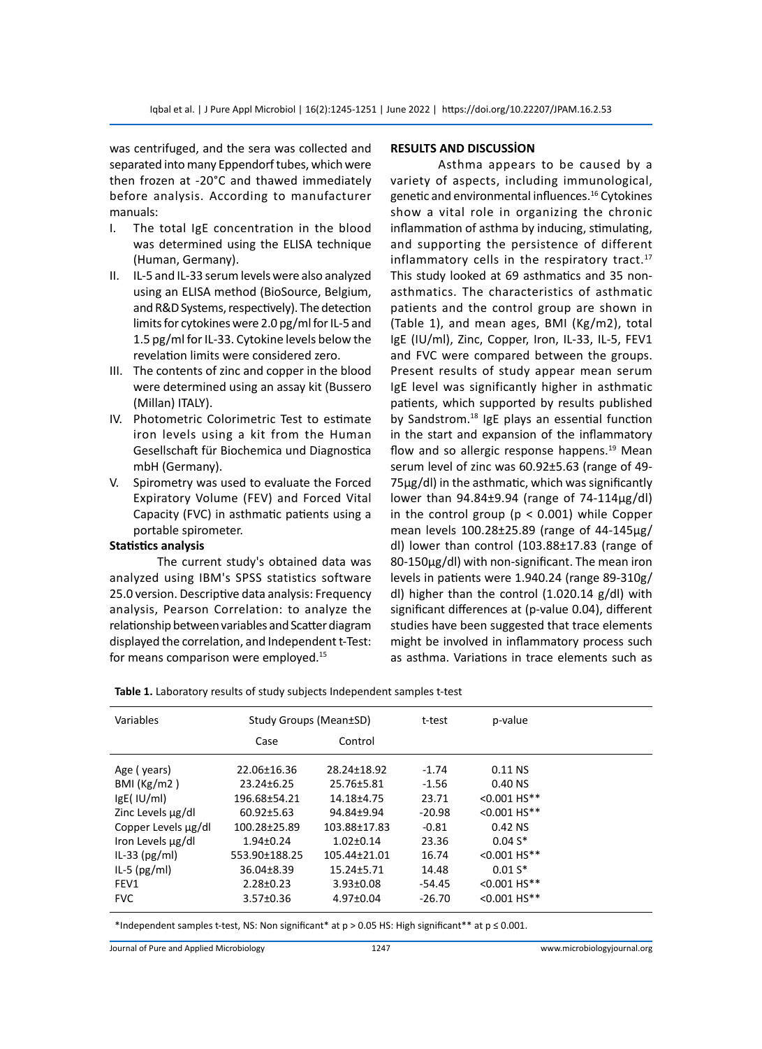was centrifuged, and the sera was collected and separated into many Eppendorf tubes, which were then frozen at -20°C and thawed immediately before analysis. According to manufacturer manuals:

I. The total IgE concentration in the blood was determined using the ELISA technique (Human, Germany).
II. IL-5 and IL-33 serum levels were also analyzed using an ELISA method (BioSource, Belgium, and R&D Systems, respectively). The detection limits for cytokines were 2.0 pg/ml for IL-5 and 1.5 pg/ml for IL-33. Cytokine levels below the revelation limits were considered zero.
III. The contents of zinc and copper in the blood were determined using an assay kit (Bussero (Millan) ITALY).
IV. Photometric Colorimetric Test to estimate iron levels using a kit from the Human Gesellschaft für Biochemica und Diagnostica mbH (Germany).
V. Spirometry was used to evaluate the Forced Expiratory Volume (FEV) and Forced Vital Capacity (FVC) in asthmatic patients using a portable spirometer.

### Statistics analysis

The current study's obtained data was analyzed using IBM's SPSS statistics software 25.0 version. Descriptive data analysis: Frequency analysis, Pearson Correlation: to analyze the relationship between variables and Scatter diagram displayed the correlation, and Independent t-Test: for means comparison were employed.[15]

## RESULTS AND DISCUSSİON

Asthma appears to be caused by a variety of aspects, including immunological, genetic and environmental influences.[16] Cytokines show a vital role in organizing the chronic inflammation of asthma by inducing, stimulating, and supporting the persistence of different inflammatory cells in the respiratory tract.[17] This study looked at 69 asthmatics and 35 non-asthmatics. The characteristics of asthmatic patients and the control group are shown in (Table 1), and mean ages, BMI (Kg/m2), total IgE (IU/ml), Zinc, Copper, Iron, IL-33, IL-5, FEV1 and FVC were compared between the groups. Present results of study appear mean serum IgE level was significantly higher in asthmatic patients, which supported by results published by Sandstrom.[18] IgE plays an essential function in the start and expansion of the inflammatory flow and so allergic response happens.[19] Mean serum level of zinc was 60.92±5.63 (range of 49-75µg/dl) in the asthmatic, which was significantly lower than 94.84±9.94 (range of 74-114µg/dl) in the control group ($p < 0.001$) while Copper mean levels 100.28±25.89 (range of 44-145µg/dl) lower than control (103.88±17.83 (range of 80-150µg/dl) with non-significant. The mean iron levels in patients were 1.940.24 (range 89-310g/dl) higher than the control (1.020.14 g/dl) with significant differences at (p-value 0.04), different studies have been suggested that trace elements might be involved in inflammatory process such as asthma. Variations in trace elements such as

**Table 1.** Laboratory results of study subjects Independent samples t-test

| Variables | Study Groups (Mean±SD) | | t-test | p-value |
|---|---|---|---|---|
| | Case | Control | | |
| Age ( years) | 22.06±16.36 | 28.24±18.92 | -1.74 | 0.11 NS |
| BMI (Kg/m2 ) | 23.24±6.25 | 25.76±5.81 | -1.56 | 0.40 NS |
| IgE( IU/ml) | 196.68±54.21 | 14.18±4.75 | 23.71 | <0.001 HS** |
| Zinc Levels µg/dl | 60.92±5.63 | 94.84±9.94 | -20.98 | <0.001 HS** |
| Copper Levels µg/dl | 100.28±25.89 | 103.88±17.83 | -0.81 | 0.42 NS |
| Iron Levels µg/dl | 1.94±0.24 | 1.02±0.14 | 23.36 | 0.04 S* |
| IL-33 (pg/ml) | 553.90±188.25 | 105.44±21.01 | 16.74 | <0.001 HS** |
| IL-5 (pg/ml) | 36.04±8.39 | 15.24±5.71 | 14.48 | 0.01 S* |
| FEV1 | 2.28±0.23 | 3.93±0.08 | -54.45 | <0.001 HS** |
| FVC | 3.57±0.36 | 4.97±0.04 | -26.70 | <0.001 HS** |

*Independent samples t-test, NS: Non significant* at p > 0.05 HS: High significant** at p ≤ 0.001.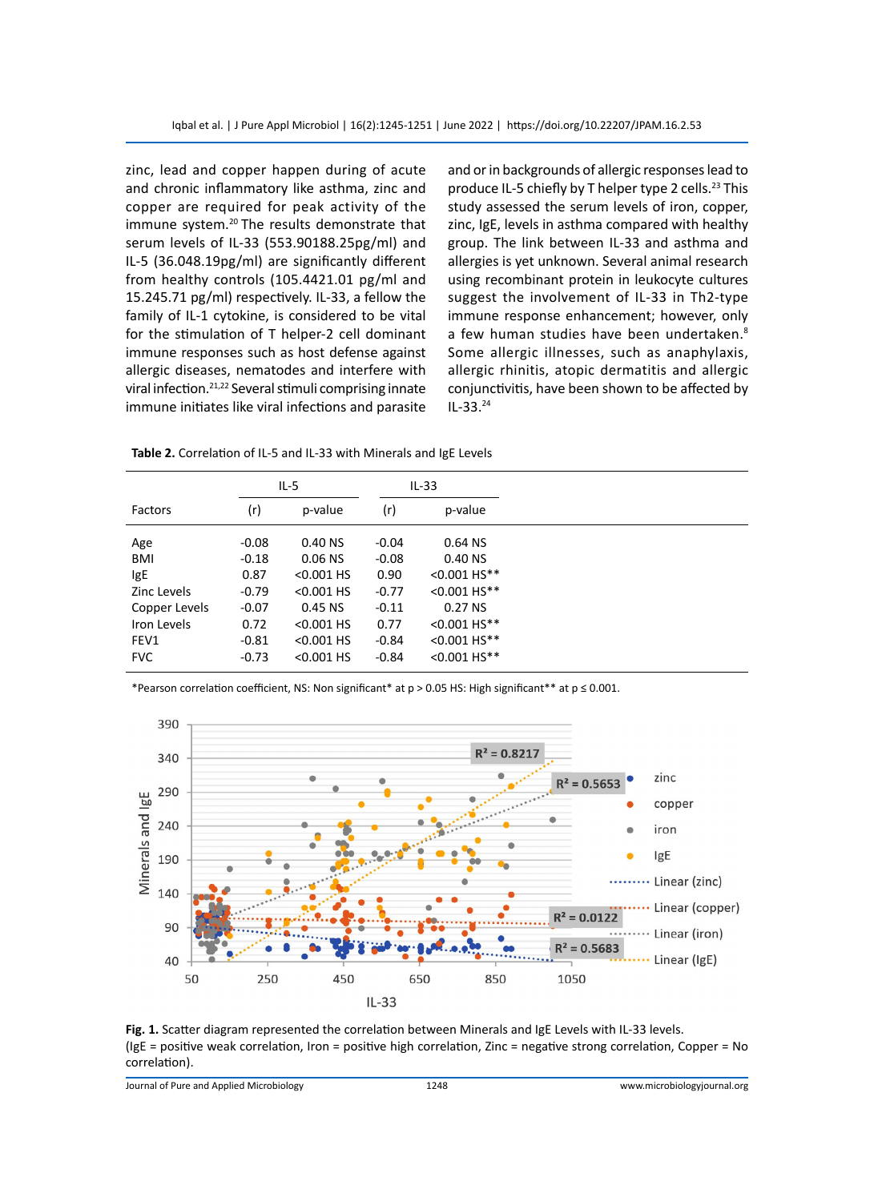zinc, lead and copper happen during of acute and chronic inflammatory like asthma, zinc and copper are required for peak activity of the immune system.[20] The results demonstrate that serum levels of IL-33 (553.90188.25pg/ml) and IL-5 (36.048.19pg/ml) are significantly different from healthy controls (105.4421.01 pg/ml and 15.245.71 pg/ml) respectively. IL-33, a fellow the family of IL-1 cytokine, is considered to be vital for the stimulation of T helper-2 cell dominant immune responses such as host defense against allergic diseases, nematodes and interfere with viral infection.[21,22] Several stimuli comprising innate immune initiates like viral infections and parasite and or in backgrounds of allergic responses lead to produce IL-5 chiefly by T helper type 2 cells.[23] This study assessed the serum levels of iron, copper, zinc, IgE, levels in asthma compared with healthy group. The link between IL-33 and asthma and allergies is yet unknown. Several animal research using recombinant protein in leukocyte cultures suggest the involvement of IL-33 in Th2-type immune response enhancement; however, only a few human studies have been undertaken.[8] Some allergic illnesses, such as anaphylaxis, allergic rhinitis, atopic dermatitis and allergic conjunctivitis, have been shown to be affected by IL-33.[24]

**Table 2.** Correlation of IL-5 and IL-33 with Minerals and IgE Levels

| Factors | IL-5 | | IL-33 | |
|---|---|---|---|---|
| | (r) | p-value | (r) | p-value |
| Age | -0.08 | 0.40 NS | -0.04 | 0.64 NS |
| BMI | -0.18 | 0.06 NS | -0.08 | 0.40 NS |
| IgE | 0.87 | <0.001 HS | 0.90 | <0.001 HS** |
| Zinc Levels | -0.79 | <0.001 HS | -0.77 | <0.001 HS** |
| Copper Levels | -0.07 | 0.45 NS | -0.11 | 0.27 NS |
| Iron Levels | 0.72 | <0.001 HS | 0.77 | <0.001 HS** |
| FEV1 | -0.81 | <0.001 HS | -0.84 | <0.001 HS** |
| FVC | -0.73 | <0.001 HS | -0.84 | <0.001 HS** |

*Pearson correlation coefficient, NS: Non significant* at p > 0.05 HS: High significant** at p ≤ 0.001.

**Fig. 1.** Scatter diagram represented the correlation between Minerals and IgE Levels with IL-33 levels. (IgE = positive weak correlation, Iron = positive high correlation, Zinc = negative strong correlation, Copper = No correlation).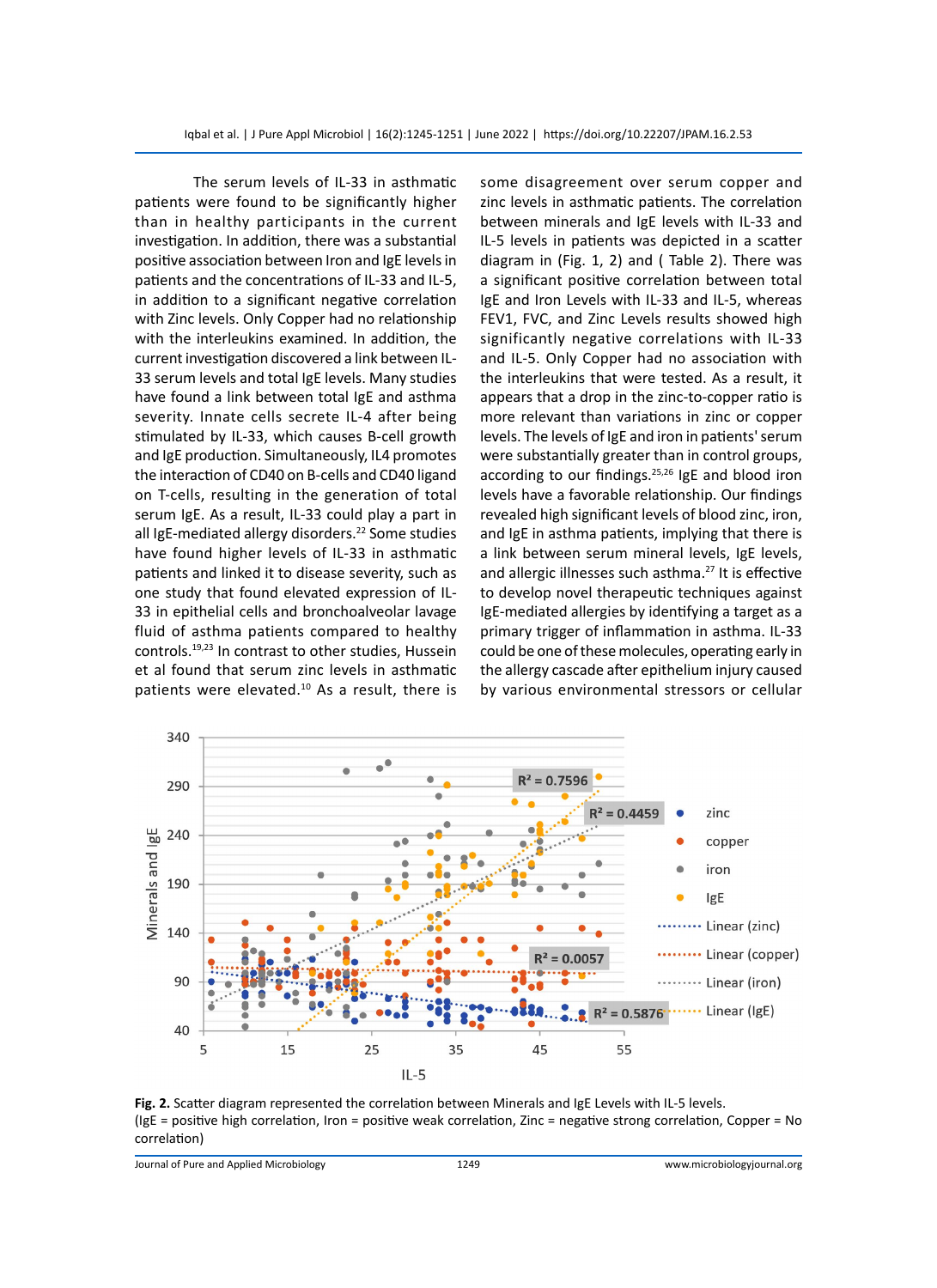The serum levels of IL-33 in asthmatic patients were found to be significantly higher than in healthy participants in the current investigation. In addition, there was a substantial positive association between Iron and IgE levels in patients and the concentrations of IL-33 and IL-5, in addition to a significant negative correlation with Zinc levels. Only Copper had no relationship with the interleukins examined. In addition, the current investigation discovered a link between IL-33 serum levels and total IgE levels. Many studies have found a link between total IgE and asthma severity. Innate cells secrete IL-4 after being stimulated by IL-33, which causes B-cell growth and IgE production. Simultaneously, IL4 promotes the interaction of CD40 on B-cells and CD40 ligand on T-cells, resulting in the generation of total serum IgE. As a result, IL-33 could play a part in all IgE-mediated allergy disorders.[22] Some studies have found higher levels of IL-33 in asthmatic patients and linked it to disease severity, such as one study that found elevated expression of IL-33 in epithelial cells and bronchoalveolar lavage fluid of asthma patients compared to healthy controls.[19,23] In contrast to other studies, Hussein et al found that serum zinc levels in asthmatic patients were elevated.[10] As a result, there is some disagreement over serum copper and zinc levels in asthmatic patients. The correlation between minerals and IgE levels with IL-33 and IL-5 levels in patients was depicted in a scatter diagram in (Fig. 1, 2) and ( Table 2). There was a significant positive correlation between total IgE and Iron Levels with IL-33 and IL-5, whereas FEV1, FVC, and Zinc Levels results showed high significantly negative correlations with IL-33 and IL-5. Only Copper had no association with the interleukins that were tested. As a result, it appears that a drop in the zinc-to-copper ratio is more relevant than variations in zinc or copper levels. The levels of IgE and iron in patients' serum were substantially greater than in control groups, according to our findings.[25,26] IgE and blood iron levels have a favorable relationship. Our findings revealed high significant levels of blood zinc, iron, and IgE in asthma patients, implying that there is a link between serum mineral levels, IgE levels, and allergic illnesses such asthma.[27] It is effective to develop novel therapeutic techniques against IgE-mediated allergies by identifying a target as a primary trigger of inflammation in asthma. IL-33 could be one of these molecules, operating early in the allergy cascade after epithelium injury caused by various environmental stressors or cellular

**Fig. 2.** Scatter diagram represented the correlation between Minerals and IgE Levels with IL-5 levels. (IgE = positive high correlation, Iron = positive weak correlation, Zinc = negative strong correlation, Copper = No correlation)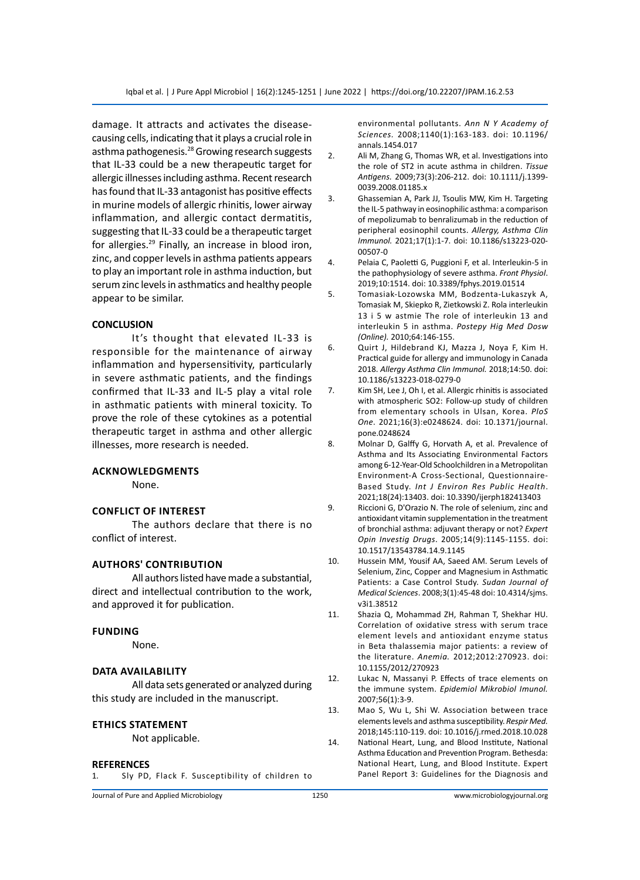damage. It attracts and activates the disease-causing cells, indicating that it plays a crucial role in asthma pathogenesis.[28] Growing research suggests that IL-33 could be a new therapeutic target for allergic illnesses including asthma. Recent research has found that IL-33 antagonist has positive effects in murine models of allergic rhinitis, lower airway inflammation, and allergic contact dermatitis, suggesting that IL-33 could be a therapeutic target for allergies.[29] Finally, an increase in blood iron, zinc, and copper levels in asthma patients appears to play an important role in asthma induction, but serum zinc levels in asthmatics and healthy people appear to be similar.

## CONCLUSION

It's thought that elevated IL-33 is responsible for the maintenance of airway inflammation and hypersensitivity, particularly in severe asthmatic patients, and the findings confirmed that IL-33 and IL-5 play a vital role in asthmatic patients with mineral toxicity. To prove the role of these cytokines as a potential therapeutic target in asthma and other allergic illnesses, more research is needed.

## ACKNOWLEDGMENTS

None.

## CONFLICT OF INTEREST

The authors declare that there is no conflict of interest.

## AUTHORS' CONTRIBUTION

All authors listed have made a substantial, direct and intellectual contribution to the work, and approved it for publication.

## FUNDING

None.

## DATA AVAILABILITY

All data sets generated or analyzed during this study are included in the manuscript.

## ETHICS STATEMENT

Not applicable.

## REFERENCES

1. Sly PD, Flack F. Susceptibility of children to environmental pollutants. *Ann N Y Academy of Sciences*. 2008;1140(1):163-183. doi: 10.1196/annals.1454.017
2. Ali M, Zhang G, Thomas WR, et al. Investigations into the role of ST2 in acute asthma in children. *Tissue Antigens.* 2009;73(3):206-212. doi: 10.1111/j.1399-0039.2008.01185.x
3. Ghassemian A, Park JJ, Tsoulis MW, Kim H. Targeting the IL-5 pathway in eosinophilic asthma: a comparison of mepolizumab to benralizumab in the reduction of peripheral eosinophil counts. *Allergy, Asthma Clin Immunol.* 2021;17(1):1-7. doi: 10.1186/s13223-020-00507-0
4. Pelaia C, Paoletti G, Puggioni F, et al. Interleukin-5 in the pathophysiology of severe asthma. *Front Physiol*. 2019;10:1514. doi: 10.3389/fphys.2019.01514
5. Tomasiak-Lozowska MM, Bodzenta-Lukaszyk A, Tomasiak M, Skiepko R, Zietkowski Z. Rola interleukin 13 i 5 w astmie The role of interleukin 13 and interleukin 5 in asthma. *Postepy Hig Med Dosw (Online).* 2010;64:146-155.
6. Quirt J, Hildebrand KJ, Mazza J, Noya F, Kim H. Practical guide for allergy and immunology in Canada 2018. *Allergy Asthma Clin Immunol.* 2018;14:50. doi: 10.1186/s13223-018-0279-0
7. Kim SH, Lee J, Oh I, et al. Allergic rhinitis is associated with atmospheric SO2: Follow-up study of children from elementary schools in Ulsan, Korea. *PloS One*. 2021;16(3):e0248624. doi: 10.1371/journal.pone.0248624
8. Molnar D, Galffy G, Horvath A, et al. Prevalence of Asthma and Its Associating Environmental Factors among 6-12-Year-Old Schoolchildren in a Metropolitan Environment-A Cross-Sectional, Questionnaire-Based Study. *Int J Environ Res Public Health*. 2021;18(24):13403. doi: 10.3390/ijerph182413403
9. Riccioni G, D'Orazio N. The role of selenium, zinc and antioxidant vitamin supplementation in the treatment of bronchial asthma: adjuvant therapy or not? *Expert Opin Investig Drugs*. 2005;14(9):1145-1155. doi: 10.1517/13543784.14.9.1145
10. Hussein MM, Yousif AA, Saeed AM. Serum Levels of Selenium, Zinc, Copper and Magnesium in Asthmatic Patients: a Case Control Study. *Sudan Journal of Medical Sciences*. 2008;3(1):45-48 doi: 10.4314/sjms.v3i1.38512
11. Shazia Q, Mohammad ZH, Rahman T, Shekhar HU. Correlation of oxidative stress with serum trace element levels and antioxidant enzyme status in Beta thalassemia major patients: a review of the literature. *Anemia.* 2012;2012:270923. doi: 10.1155/2012/270923
12. Lukac N, Massanyi P. Effects of trace elements on the immune system. *Epidemiol Mikrobiol Imunol.* 2007;56(1):3-9.
13. Mao S, Wu L, Shi W. Association between trace elements levels and asthma susceptibility. *Respir Med.* 2018;145:110-119. doi: 10.1016/j.rmed.2018.10.028
14. National Heart, Lung, and Blood Institute, National Asthma Education and Prevention Program. Bethesda: National Heart, Lung, and Blood Institute. Expert Panel Report 3: Guidelines for the Diagnosis and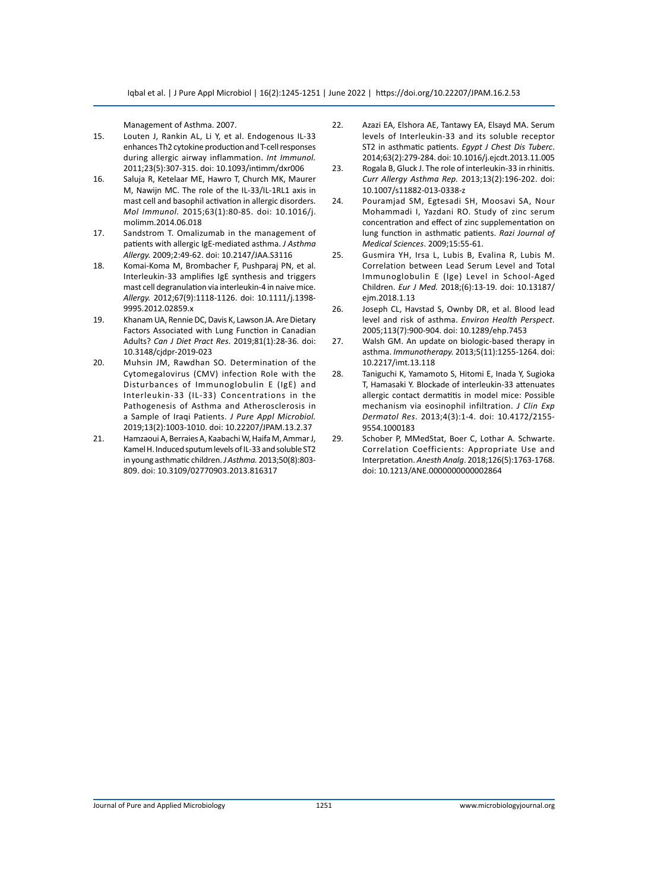Management of Asthma. 2007.

15. Louten J, Rankin AL, Li Y, et al. Endogenous IL-33 enhances Th2 cytokine production and T-cell responses during allergic airway inflammation. *Int Immunol.* 2011;23(5):307-315. doi: 10.1093/intimm/dxr006
16. Saluja R, Ketelaar ME, Hawro T, Church MK, Maurer M, Nawijn MC. The role of the IL-33/IL-1RL1 axis in mast cell and basophil activation in allergic disorders. *Mol Immunol.* 2015;63(1):80-85. doi: 10.1016/j.molimm.2014.06.018
17. Sandstrom T. Omalizumab in the management of patients with allergic IgE-mediated asthma. *J Asthma Allergy.* 2009;2:49-62. doi: 10.2147/JAA.S3116
18. Komai-Koma M, Brombacher F, Pushparaj PN, et al. Interleukin-33 amplifies IgE synthesis and triggers mast cell degranulation via interleukin-4 in naive mice. *Allergy.* 2012;67(9):1118-1126. doi: 10.1111/j.1398-9995.2012.02859.x
19. Khanam UA, Rennie DC, Davis K, Lawson JA. Are Dietary Factors Associated with Lung Function in Canadian Adults? *Can J Diet Pract Res.* 2019;81(1):28-36. doi: 10.3148/cjdpr-2019-023
20. Muhsin JM, Rawdhan SO. Determination of the Cytomegalovirus (CMV) infection Role with the Disturbances of Immunoglobulin E (IgE) and Interleukin-33 (IL-33) Concentrations in the Pathogenesis of Asthma and Atherosclerosis in a Sample of Iraqi Patients. *J Pure Appl Microbiol.* 2019;13(2):1003-1010. doi: 10.22207/JPAM.13.2.37
21. Hamzaoui A, Berraies A, Kaabachi W, Haifa M, Ammar J, Kamel H. Induced sputum levels of IL-33 and soluble ST2 in young asthmatic children. *J Asthma.* 2013;50(8):803-809. doi: 10.3109/02770903.2013.816317
22. Azazi EA, Elshora AE, Tantawy EA, Elsayd MA. Serum levels of Interleukin-33 and its soluble receptor ST2 in asthmatic patients. *Egypt J Chest Dis Tuberc.* 2014;63(2):279-284. doi: 10.1016/j.ejcdt.2013.11.005
23. Rogala B, Gluck J. The role of interleukin-33 in rhinitis. *Curr Allergy Asthma Rep.* 2013;13(2):196-202. doi: 10.1007/s11882-013-0338-z
24. Pouramjad SM, Egtesadi SH, Moosavi SA, Nour Mohammadi I, Yazdani RO. Study of zinc serum concentration and effect of zinc supplementation on lung function in asthmatic patients. *Razi Journal of Medical Sciences*. 2009;15:55-61.
25. Gusmira YH, Irsa L, Lubis B, Evalina R, Lubis M. Correlation between Lead Serum Level and Total Immunoglobulin E (Ige) Level in School-Aged Children. *Eur J Med.* 2018;(6):13-19. doi: 10.13187/ejm.2018.1.13
26. Joseph CL, Havstad S, Ownby DR, et al. Blood lead level and risk of asthma. *Environ Health Perspect.* 2005;113(7):900-904. doi: 10.1289/ehp.7453
27. Walsh GM. An update on biologic-based therapy in asthma. *Immunotherapy.* 2013;5(11):1255-1264. doi: 10.2217/imt.13.118
28. Taniguchi K, Yamamoto S, Hitomi E, Inada Y, Sugioka T, Hamasaki Y. Blockade of interleukin-33 attenuates allergic contact dermatitis in model mice: Possible mechanism via eosinophil infiltration. *J Clin Exp Dermatol Res*. 2013;4(3):1-4. doi: 10.4172/2155-9554.1000183
29. Schober P, MMedStat, Boer C, Lothar A. Schwarte. Correlation Coefficients: Appropriate Use and Interpretation. *Anesth Analg*. 2018;126(5):1763-1768. doi: 10.1213/ANE.0000000000002864